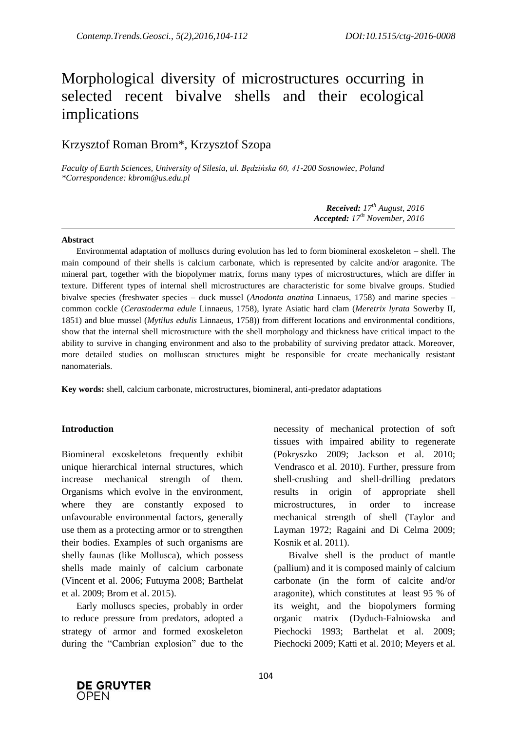# Morphological diversity of microstructures occurring in selected recent bivalve shells and their ecological implications

Krzysztof Roman Brom*, Krzysztof Szopa

*Faculty of Earth Sciences, University of Silesia, ul. Będzińska 60, 41-200 Sosnowiec, Poland*
*\*Correspondence: kbrom@us.edu.pl*

***Received:*** *17th August, 2016*
***Accepted:*** *17th November, 2016*

---

**Abstract**

Environmental adaptation of molluscs during evolution has led to form biomineral exoskeleton – shell. The main compound of their shells is calcium carbonate, which is represented by calcite and/or aragonite. The mineral part, together with the biopolymer matrix, forms many types of microstructures, which are differ in texture. Different types of internal shell microstructures are characteristic for some bivalve groups. Studied bivalve species (freshwater species – duck mussel (*Anodonta anatina* Linnaeus, 1758) and marine species – common cockle (*Cerastoderma edule* Linnaeus, 1758), lyrate Asiatic hard clam (*Meretrix lyrata* Sowerby II, 1851) and blue mussel (*Mytilus edulis* Linnaeus, 1758)) from different locations and environmental conditions, show that the internal shell microstructure with the shell morphology and thickness have critical impact to the ability to survive in changing environment and also to the probability of surviving predator attack. Moreover, more detailed studies on molluscan structures might be responsible for create mechanically resistant nanomaterials.

**Key words:** shell, calcium carbonate, microstructures, biomineral, anti-predator adaptations

## Introduction

Biomineral exoskeletons frequently exhibit unique hierarchical internal structures, which increase mechanical strength of them. Organisms which evolve in the environment, where they are constantly exposed to unfavourable environmental factors, generally use them as a protecting armor or to strengthen their bodies. Examples of such organisms are shelly faunas (like Mollusca), which possess shells made mainly of calcium carbonate (Vincent et al. 2006; Futuyma 2008; Barthelat et al. 2009; Brom et al. 2015).

Early molluscs species, probably in order to reduce pressure from predators, adopted a strategy of armor and formed exoskeleton during the "Cambrian explosion" due to the necessity of mechanical protection of soft tissues with impaired ability to regenerate (Pokryszko 2009; Jackson et al. 2010; Vendrasco et al. 2010). Further, pressure from shell-crushing and shell-drilling predators results in origin of appropriate shell microstructures, in order to increase mechanical strength of shell (Taylor and Layman 1972; Ragaini and Di Celma 2009; Kosnik et al. 2011).

Bivalve shell is the product of mantle (pallium) and it is composed mainly of calcium carbonate (in the form of calcite and/or aragonite), which constitutes at least 95 % of its weight, and the biopolymers forming organic matrix (Dyduch-Falniowska and Piechocki 1993; Barthelat et al. 2009; Piechocki 2009; Katti et al. 2010; Meyers et al.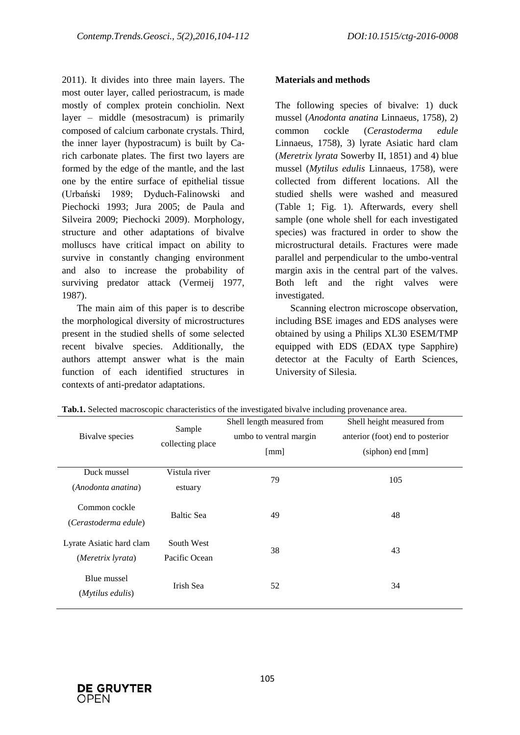2011). It divides into three main layers. The most outer layer, called periostracum, is made mostly of complex protein conchiolin. Next layer – middle (mesostracum) is primarily composed of calcium carbonate crystals. Third, the inner layer (hypostracum) is built by Ca-rich carbonate plates. The first two layers are formed by the edge of the mantle, and the last one by the entire surface of epithelial tissue (Urbański 1989; Dyduch-Falinowski and Piechocki 1993; Jura 2005; de Paula and Silveira 2009; Piechocki 2009). Morphology, structure and other adaptations of bivalve molluscs have critical impact on ability to survive in constantly changing environment and also to increase the probability of surviving predator attack (Vermeij 1977, 1987).

The main aim of this paper is to describe the morphological diversity of microstructures present in the studied shells of some selected recent bivalve species. Additionally, the authors attempt answer what is the main function of each identified structures in contexts of anti-predator adaptations.

**Materials and methods**

The following species of bivalve: 1) duck mussel (*Anodonta anatina* Linnaeus, 1758), 2) common cockle (*Cerastoderma edule* Linnaeus, 1758), 3) lyrate Asiatic hard clam (*Meretrix lyrata* Sowerby II, 1851) and 4) blue mussel (*Mytilus edulis* Linnaeus, 1758), were collected from different locations. All the studied shells were washed and measured (Table 1; Fig. 1). Afterwards, every shell sample (one whole shell for each investigated species) was fractured in order to show the microstructural details. Fractures were made parallel and perpendicular to the umbo-ventral margin axis in the central part of the valves. Both left and the right valves were investigated.

Scanning electron microscope observation, including BSE images and EDS analyses were obtained by using a Philips XL30 ESEM/TMP equipped with EDS (EDAX type Sapphire) detector at the Faculty of Earth Sciences, University of Silesia.

**Tab.1.** Selected macroscopic characteristics of the investigated bivalve including provenance area.

| Bivalve species | Sample collecting place | Shell length measured from umbo to ventral margin [mm] | Shell height measured from anterior (foot) end to posterior (siphon) end [mm] |
|---|---|---|---|
| Duck mussel (*Anodonta anatina*) | Vistula river estuary | 79 | 105 |
| Common cockle (*Cerastoderma edule*) | Baltic Sea | 49 | 48 |
| Lyrate Asiatic hard clam (*Meretrix lyrata*) | South West Pacific Ocean | 38 | 43 |
| Blue mussel (*Mytilus edulis*) | Irish Sea | 52 | 34 |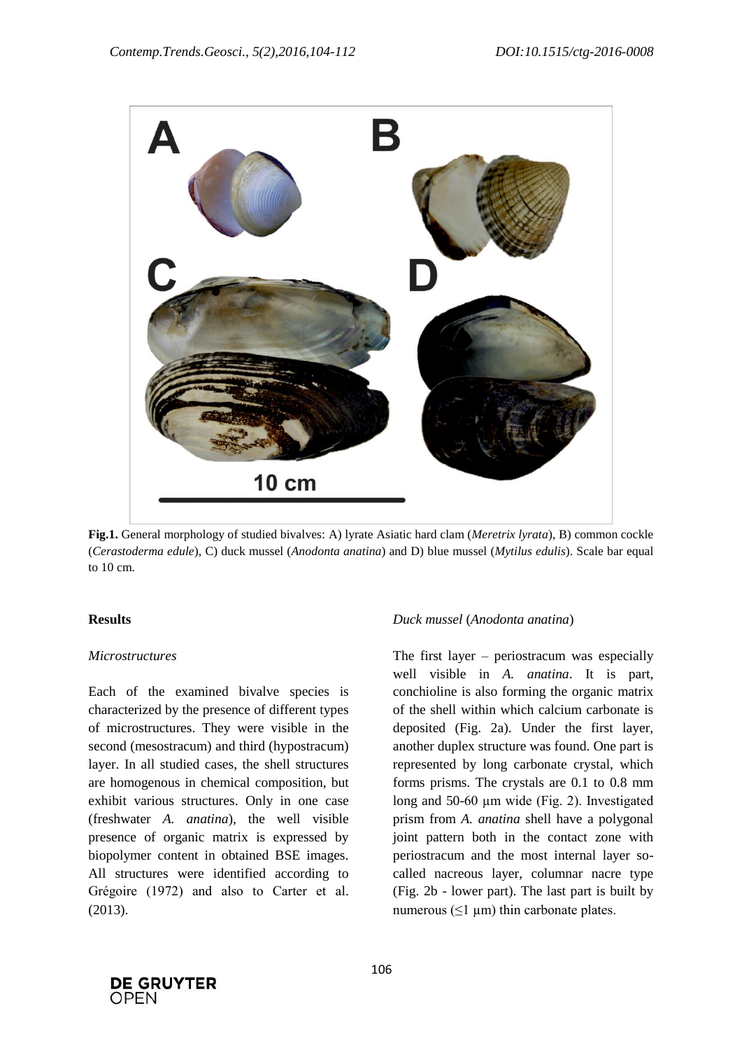**Fig.1.** General morphology of studied bivalves: A) lyrate Asiatic hard clam (*Meretrix lyrata*), B) common cockle (*Cerastoderma edule*), C) duck mussel (*Anodonta anatina*) and D) blue mussel (*Mytilus edulis*). Scale bar equal to 10 cm.

## Results

### *Microstructures*

Each of the examined bivalve species is characterized by the presence of different types of microstructures. They were visible in the second (mesostracum) and third (hypostracum) layer. In all studied cases, the shell structures are homogenous in chemical composition, but exhibit various structures. Only in one case (freshwater *A. anatina*), the well visible presence of organic matrix is expressed by biopolymer content in obtained BSE images. All structures were identified according to Grégoire (1972) and also to Carter et al. (2013).

### *Duck mussel* (*Anodonta anatina*)

The first layer – periostracum was especially well visible in *A. anatina*. It is part, conchioline is also forming the organic matrix of the shell within which calcium carbonate is deposited (Fig. 2a). Under the first layer, another duplex structure was found. One part is represented by long carbonate crystal, which forms prisms. The crystals are 0.1 to 0.8 mm long and 50-60 μm wide (Fig. 2). Investigated prism from *A. anatina* shell have a polygonal joint pattern both in the contact zone with periostracum and the most internal layer so-called nacreous layer, columnar nacre type (Fig. 2b - lower part). The last part is built by numerous (≤1 μm) thin carbonate plates.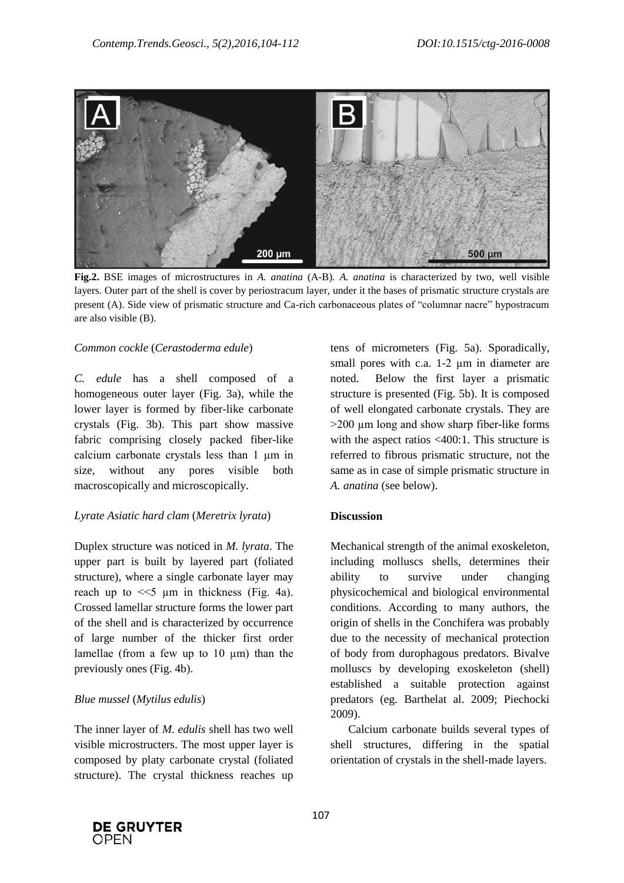**Fig.2.** BSE images of microstructures in *A. anatina* (A-B). *A. anatina* is characterized by two, well visible layers. Outer part of the shell is cover by periostracum layer, under it the bases of prismatic structure crystals are present (A). Side view of prismatic structure and Ca-rich carbonaceous plates of "columnar nacre" hypostracum are also visible (B).

*Common cockle* (*Cerastoderma edule*)

*C. edule* has a shell composed of a homogeneous outer layer (Fig. 3a), while the lower layer is formed by fiber-like carbonate crystals (Fig. 3b). This part show massive fabric comprising closely packed fiber-like calcium carbonate crystals less than 1 μm in size, without any pores visible both macroscopically and microscopically.

*Lyrate Asiatic hard clam* (*Meretrix lyrata*)

Duplex structure was noticed in *M. lyrata*. The upper part is built by layered part (foliated structure), where a single carbonate layer may reach up to <<5 μm in thickness (Fig. 4a). Crossed lamellar structure forms the lower part of the shell and is characterized by occurrence of large number of the thicker first order lamellae (from a few up to 10 μm) than the previously ones (Fig. 4b).

*Blue mussel* (*Mytilus edulis*)

The inner layer of *M. edulis* shell has two well visible microstructers. The most upper layer is composed by platy carbonate crystal (foliated structure). The crystal thickness reaches up tens of micrometers (Fig. 5a). Sporadically, small pores with c.a. 1-2 μm in diameter are noted. Below the first layer a prismatic structure is presented (Fig. 5b). It is composed of well elongated carbonate crystals. They are >200 μm long and show sharp fiber-like forms with the aspect ratios <400:1. This structure is referred to fibrous prismatic structure, not the same as in case of simple prismatic structure in *A. anatina* (see below).

**Discussion**

Mechanical strength of the animal exoskeleton, including molluscs shells, determines their ability to survive under changing physicochemical and biological environmental conditions. According to many authors, the origin of shells in the Conchifera was probably due to the necessity of mechanical protection of body from durophagous predators. Bivalve molluscs by developing exoskeleton (shell) established a suitable protection against predators (eg. Barthelat al. 2009; Piechocki 2009).

Calcium carbonate builds several types of shell structures, differing in the spatial orientation of crystals in the shell-made layers.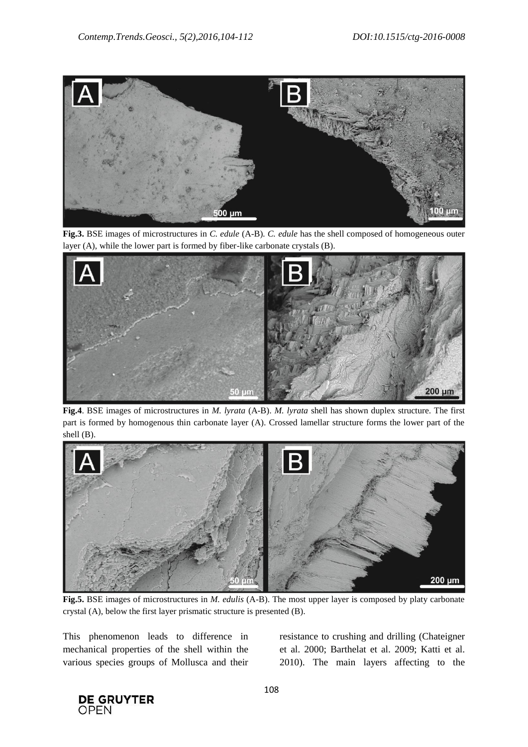**Fig.3.** BSE images of microstructures in *C. edule* (A-B). *C. edule* has the shell composed of homogeneous outer layer (A), while the lower part is formed by fiber-like carbonate crystals (B).

**Fig.4**. BSE images of microstructures in *M. lyrata* (A-B). *M. lyrata* shell has shown duplex structure. The first part is formed by homogenous thin carbonate layer (A). Crossed lamellar structure forms the lower part of the shell (B).

**Fig.5.** BSE images of microstructures in *M. edulis* (A-B). The most upper layer is composed by platy carbonate crystal (A), below the first layer prismatic structure is presented (B).

This phenomenon leads to difference in mechanical properties of the shell within the various species groups of Mollusca and their resistance to crushing and drilling (Chateigner et al. 2000; Barthelat et al. 2009; Katti et al. 2010). The main layers affecting to the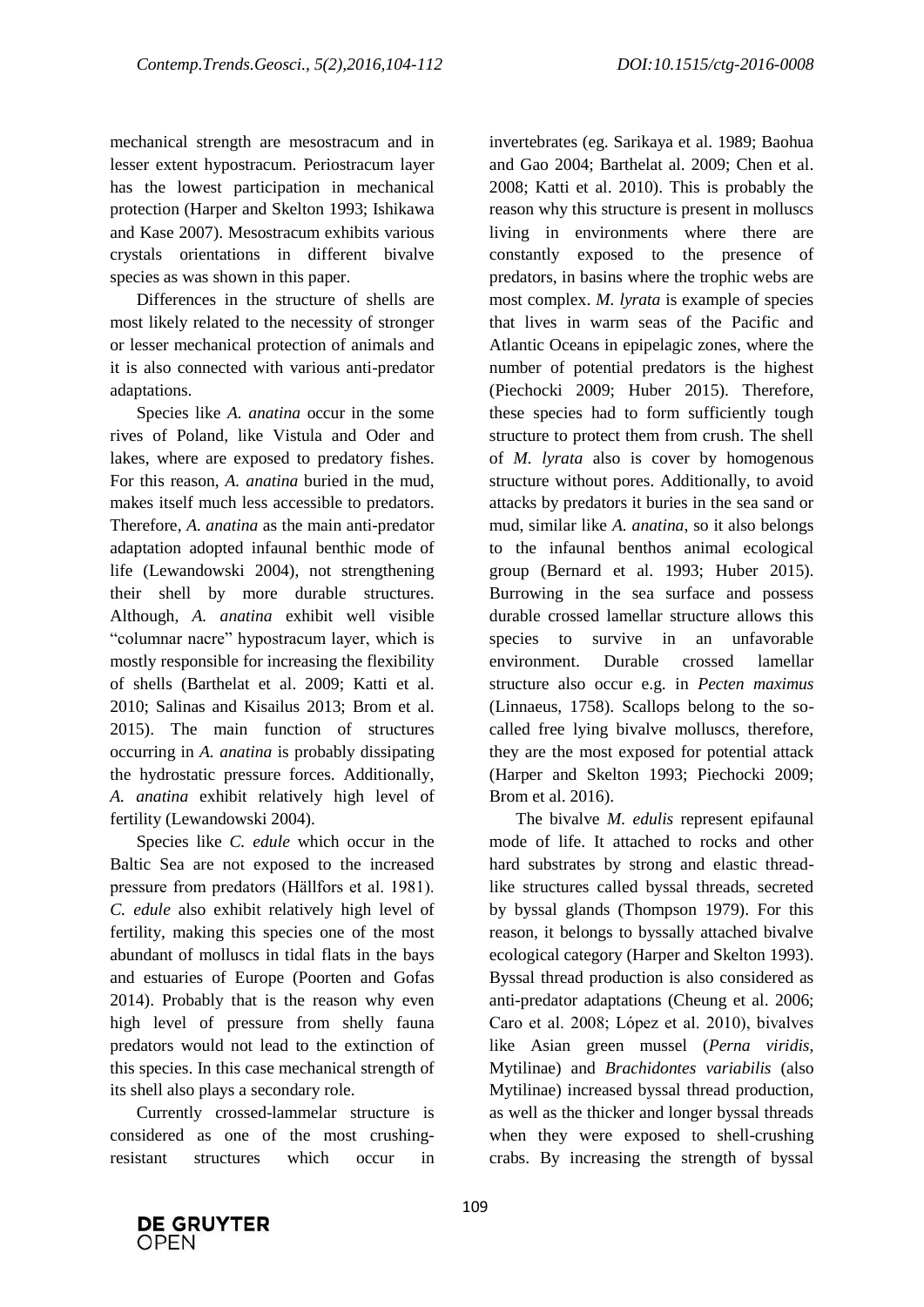mechanical strength are mesostracum and in lesser extent hypostracum. Periostracum layer has the lowest participation in mechanical protection (Harper and Skelton 1993; Ishikawa and Kase 2007). Mesostracum exhibits various crystals orientations in different bivalve species as was shown in this paper.

Differences in the structure of shells are most likely related to the necessity of stronger or lesser mechanical protection of animals and it is also connected with various anti-predator adaptations.

Species like *A. anatina* occur in the some rives of Poland, like Vistula and Oder and lakes, where are exposed to predatory fishes. For this reason, *A. anatina* buried in the mud, makes itself much less accessible to predators. Therefore, *A. anatina* as the main anti-predator adaptation adopted infaunal benthic mode of life (Lewandowski 2004), not strengthening their shell by more durable structures. Although, *A. anatina* exhibit well visible "columnar nacre" hypostracum layer, which is mostly responsible for increasing the flexibility of shells (Barthelat et al. 2009; Katti et al. 2010; Salinas and Kisailus 2013; Brom et al. 2015). The main function of structures occurring in *A. anatina* is probably dissipating the hydrostatic pressure forces. Additionally, *A. anatina* exhibit relatively high level of fertility (Lewandowski 2004).

Species like *C. edule* which occur in the Baltic Sea are not exposed to the increased pressure from predators (Hällfors et al. 1981). *C. edule* also exhibit relatively high level of fertility, making this species one of the most abundant of molluscs in tidal flats in the bays and estuaries of Europe (Poorten and Gofas 2014). Probably that is the reason why even high level of pressure from shelly fauna predators would not lead to the extinction of this species. In this case mechanical strength of its shell also plays a secondary role.

Currently crossed-lammelar structure is considered as one of the most crushing-resistant structures which occur in invertebrates (eg. Sarikaya et al. 1989; Baohua and Gao 2004; Barthelat al. 2009; Chen et al. 2008; Katti et al. 2010). This is probably the reason why this structure is present in molluscs living in environments where there are constantly exposed to the presence of predators, in basins where the trophic webs are most complex. *M. lyrata* is example of species that lives in warm seas of the Pacific and Atlantic Oceans in epipelagic zones, where the number of potential predators is the highest (Piechocki 2009; Huber 2015). Therefore, these species had to form sufficiently tough structure to protect them from crush. The shell of *M. lyrata* also is cover by homogenous structure without pores. Additionally, to avoid attacks by predators it buries in the sea sand or mud, similar like *A. anatina*, so it also belongs to the infaunal benthos animal ecological group (Bernard et al. 1993; Huber 2015). Burrowing in the sea surface and possess durable crossed lamellar structure allows this species to survive in an unfavorable environment. Durable crossed lamellar structure also occur e.g. in *Pecten maximus* (Linnaeus, 1758). Scallops belong to the so-called free lying bivalve molluscs, therefore, they are the most exposed for potential attack (Harper and Skelton 1993; Piechocki 2009; Brom et al. 2016).

The bivalve *M. edulis* represent epifaunal mode of life. It attached to rocks and other hard substrates by strong and elastic thread-like structures called byssal threads, secreted by byssal glands (Thompson 1979). For this reason, it belongs to byssally attached bivalve ecological category (Harper and Skelton 1993). Byssal thread production is also considered as anti-predator adaptations (Cheung et al. 2006; Caro et al. 2008; López et al. 2010), bivalves like Asian green mussel (*Perna viridis,* Mytilinae) and *Brachidontes variabilis* (also Mytilinae) increased byssal thread production, as well as the thicker and longer byssal threads when they were exposed to shell-crushing crabs. By increasing the strength of byssal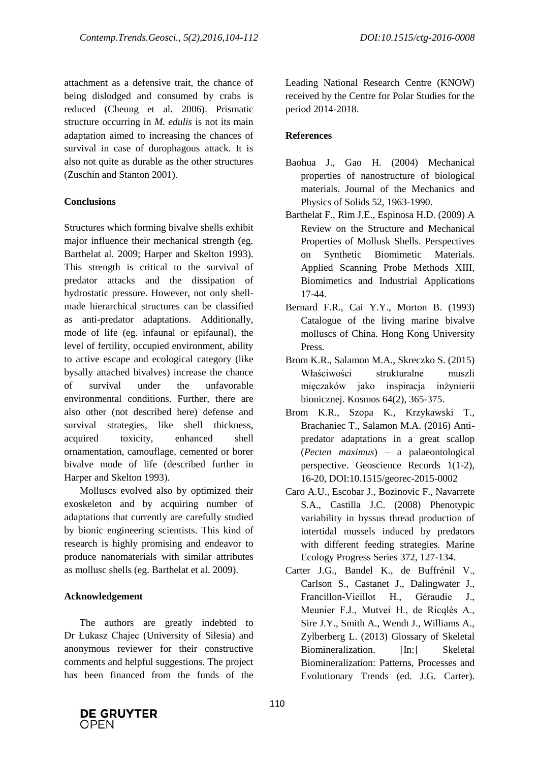attachment as a defensive trait, the chance of being dislodged and consumed by crabs is reduced (Cheung et al. 2006). Prismatic structure occurring in *M. edulis* is not its main adaptation aimed to increasing the chances of survival in case of durophagous attack. It is also not quite as durable as the other structures (Zuschin and Stanton 2001).

## Conclusions

Structures which forming bivalve shells exhibit major influence their mechanical strength (eg. Barthelat al. 2009; Harper and Skelton 1993). This strength is critical to the survival of predator attacks and the dissipation of hydrostatic pressure. However, not only shell-made hierarchical structures can be classified as anti-predator adaptations. Additionally, mode of life (eg. infaunal or epifaunal), the level of fertility, occupied environment, ability to active escape and ecological category (like bysally attached bivalves) increase the chance of survival under the unfavorable environmental conditions. Further, there are also other (not described here) defense and survival strategies, like shell thickness, acquired toxicity, enhanced shell ornamentation, camouflage, cemented or borer bivalve mode of life (described further in Harper and Skelton 1993).

Molluscs evolved also by optimized their exoskeleton and by acquiring number of adaptations that currently are carefully studied by bionic engineering scientists. This kind of research is highly promising and endeavor to produce nanomaterials with similar attributes as mollusc shells (eg. Barthelat et al. 2009).

## Acknowledgement

The authors are greatly indebted to Dr Łukasz Chajec (University of Silesia) and anonymous reviewer for their constructive comments and helpful suggestions. The project has been financed from the funds of the Leading National Research Centre (KNOW) received by the Centre for Polar Studies for the period 2014-2018.

## References

Baohua J., Gao H. (2004) Mechanical properties of nanostructure of biological materials. Journal of the Mechanics and Physics of Solids 52, 1963-1990.

Barthelat F., Rim J.E., Espinosa H.D. (2009) A Review on the Structure and Mechanical Properties of Mollusk Shells. Perspectives on Synthetic Biomimetic Materials. Applied Scanning Probe Methods XIII, Biomimetics and Industrial Applications 17-44.

Bernard F.R., Cai Y.Y., Morton B. (1993) Catalogue of the living marine bivalve molluscs of China. Hong Kong University Press.

Brom K.R., Salamon M.A., Skreczko S. (2015) Właściwości strukturalne muszli mięczaków jako inspiracja inżynierii bionicznej. Kosmos 64(2), 365-375.

Brom K.R., Szopa K., Krzykawski T., Brachaniec T., Salamon M.A. (2016) Anti-predator adaptations in a great scallop (*Pecten maximus*) – a palaeontological perspective. Geoscience Records 1(1-2), 16-20, DOI:10.1515/georec-2015-0002

Caro A.U., Escobar J., Bozinovic F., Navarrete S.A., Castilla J.C. (2008) Phenotypic variability in byssus thread production of intertidal mussels induced by predators with different feeding strategies. Marine Ecology Progress Series 372, 127-134.

Carter J.G., Bandel K., de Buffrénil V., Carlson S., Castanet J., Dalingwater J., Francillon-Vieillot H., Géraudie J., Meunier F.J., Mutvei H., de Ricqlès A., Sire J.Y., Smith A., Wendt J., Williams A., Zylberberg L. (2013) Glossary of Skeletal Biomineralization. [In:] Skeletal Biomineralization: Patterns, Processes and Evolutionary Trends (ed. J.G. Carter).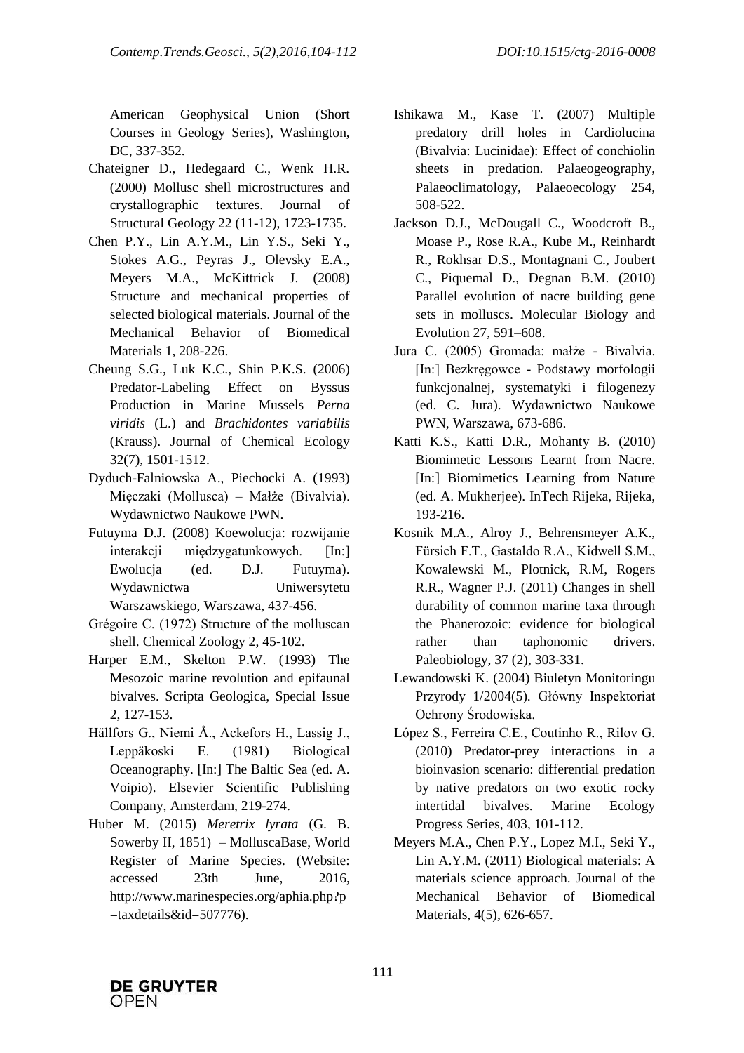American Geophysical Union (Short Courses in Geology Series), Washington, DC, 337-352.

Chateigner D., Hedegaard C., Wenk H.R. (2000) Mollusc shell microstructures and crystallographic textures. Journal of Structural Geology 22 (11-12), 1723-1735.

Chen P.Y., Lin A.Y.M., Lin Y.S., Seki Y., Stokes A.G., Peyras J., Olevsky E.A., Meyers M.A., McKittrick J. (2008) Structure and mechanical properties of selected biological materials. Journal of the Mechanical Behavior of Biomedical Materials 1, 208-226.

Cheung S.G., Luk K.C., Shin P.K.S. (2006) Predator-Labeling Effect on Byssus Production in Marine Mussels *Perna viridis* (L.) and *Brachidontes variabilis* (Krauss). Journal of Chemical Ecology 32(7), 1501-1512.

Dyduch-Falniowska A., Piechocki A. (1993) Mięczaki (Mollusca) – Małże (Bivalvia). Wydawnictwo Naukowe PWN.

Futuyma D.J. (2008) Koewolucja: rozwijanie interakcji międzygatunkowych. [In:] Ewolucja (ed. D.J. Futuyma). Wydawnictwa Uniwersytetu Warszawskiego, Warszawa, 437-456.

Grégoire C. (1972) Structure of the molluscan shell. Chemical Zoology 2, 45-102.

Harper E.M., Skelton P.W. (1993) The Mesozoic marine revolution and epifaunal bivalves. Scripta Geologica, Special Issue 2, 127-153.

Hällfors G., Niemi Å., Ackefors H., Lassig J., Leppäkoski E. (1981) Biological Oceanography. [In:] The Baltic Sea (ed. A. Voipio). Elsevier Scientific Publishing Company, Amsterdam, 219-274.

Huber M. (2015) *Meretrix lyrata* (G. B. Sowerby II, 1851) – MolluscaBase, World Register of Marine Species. (Website: accessed 23th June, 2016, http://www.marinespecies.org/aphia.php?p=taxdetails&id=507776).

Ishikawa M., Kase T. (2007) Multiple predatory drill holes in Cardiolucina (Bivalvia: Lucinidae): Effect of conchiolin sheets in predation. Palaeogeography, Palaeoclimatology, Palaeoecology 254, 508-522.

Jackson D.J., McDougall C., Woodcroft B., Moase P., Rose R.A., Kube M., Reinhardt R., Rokhsar D.S., Montagnani C., Joubert C., Piquemal D., Degnan B.M. (2010) Parallel evolution of nacre building gene sets in molluscs. Molecular Biology and Evolution 27, 591–608.

Jura C. (2005) Gromada: małże - Bivalvia. [In:] Bezkręgowce - Podstawy morfologii funkcjonalnej, systematyki i filogenezy (ed. C. Jura). Wydawnictwo Naukowe PWN, Warszawa, 673-686.

Katti K.S., Katti D.R., Mohanty B. (2010) Biomimetic Lessons Learnt from Nacre. [In:] Biomimetics Learning from Nature (ed. A. Mukherjee). InTech Rijeka, Rijeka, 193-216.

Kosnik M.A., Alroy J., Behrensmeyer A.K., Fürsich F.T., Gastaldo R.A., Kidwell S.M., Kowalewski M., Plotnick, R.M, Rogers R.R., Wagner P.J. (2011) Changes in shell durability of common marine taxa through the Phanerozoic: evidence for biological rather than taphonomic drivers. Paleobiology, 37 (2), 303-331.

Lewandowski K. (2004) Biuletyn Monitoringu Przyrody 1/2004(5). Główny Inspektoriat Ochrony Środowiska.

López S., Ferreira C.E., Coutinho R., Rilov G. (2010) Predator-prey interactions in a bioinvasion scenario: differential predation by native predators on two exotic rocky intertidal bivalves. Marine Ecology Progress Series, 403, 101-112.

Meyers M.A., Chen P.Y., Lopez M.I., Seki Y., Lin A.Y.M. (2011) Biological materials: A materials science approach. Journal of the Mechanical Behavior of Biomedical Materials, 4(5), 626-657.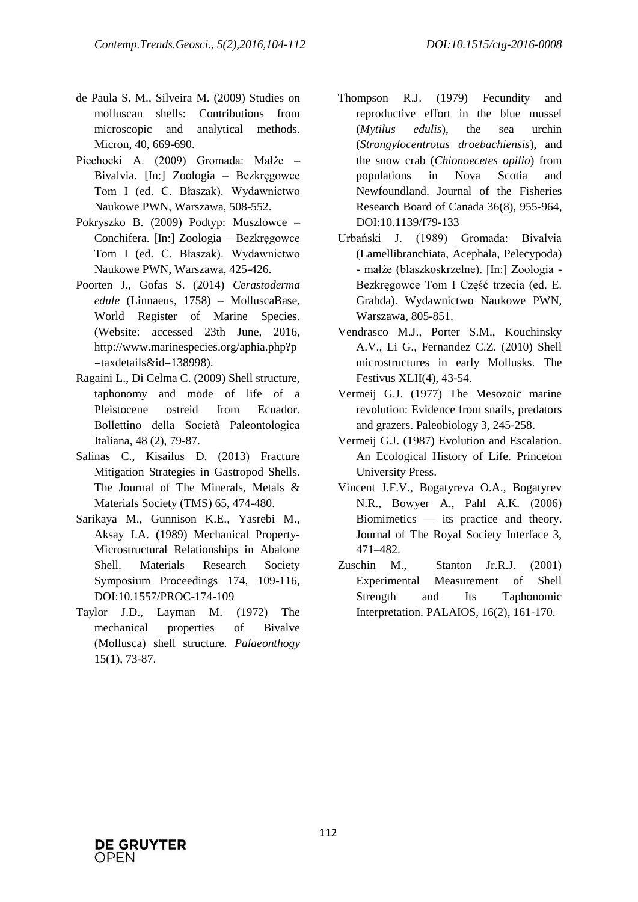de Paula S. M., Silveira M. (2009) Studies on molluscan shells: Contributions from microscopic and analytical methods. Micron, 40, 669-690.

Piechocki A. (2009) Gromada: Małże – Bivalvia. [In:] Zoologia – Bezkręgowce Tom I (ed. C. Błaszak). Wydawnictwo Naukowe PWN, Warszawa, 508-552.

Pokryszko B. (2009) Podtyp: Muszlowce – Conchifera. [In:] Zoologia – Bezkręgowce Tom I (ed. C. Błaszak). Wydawnictwo Naukowe PWN, Warszawa, 425-426.

Poorten J., Gofas S. (2014) *Cerastoderma edule* (Linnaeus, 1758) – MolluscaBase, World Register of Marine Species. (Website: accessed 23th June, 2016, http://www.marinespecies.org/aphia.php?p=taxdetails&id=138998).

Ragaini L., Di Celma C. (2009) Shell structure, taphonomy and mode of life of a Pleistocene ostreid from Ecuador. Bollettino della Società Paleontologica Italiana, 48 (2), 79-87.

Salinas C., Kisailus D. (2013) Fracture Mitigation Strategies in Gastropod Shells. The Journal of The Minerals, Metals & Materials Society (TMS) 65, 474-480.

Sarikaya M., Gunnison K.E., Yasrebi M., Aksay I.A. (1989) Mechanical Property-Microstructural Relationships in Abalone Shell. Materials Research Society Symposium Proceedings 174, 109-116, DOI:10.1557/PROC-174-109

Taylor J.D., Layman M. (1972) The mechanical properties of Bivalve (Mollusca) shell structure. *Palaeonthogy* 15(1), 73-87.

Thompson R.J. (1979) Fecundity and reproductive effort in the blue mussel (*Mytilus edulis*), the sea urchin (*Strongylocentrotus droebachiensis*), and the snow crab (*Chionoecetes opilio*) from populations in Nova Scotia and Newfoundland. Journal of the Fisheries Research Board of Canada 36(8), 955-964, DOI:10.1139/f79-133

Urbański J. (1989) Gromada: Bivalvia (Lamellibranchiata, Acephala, Pelecypoda) - małże (blaszkoskrzelne). [In:] Zoologia - Bezkręgowce Tom I Część trzecia (ed. E. Grabda). Wydawnictwo Naukowe PWN, Warszawa, 805-851.

Vendrasco M.J., Porter S.M., Kouchinsky A.V., Li G., Fernandez C.Z. (2010) Shell microstructures in early Mollusks. The Festivus XLII(4), 43-54.

Vermeij G.J. (1977) The Mesozoic marine revolution: Evidence from snails, predators and grazers. Paleobiology 3, 245-258.

Vermeij G.J. (1987) Evolution and Escalation. An Ecological History of Life. Princeton University Press.

Vincent J.F.V., Bogatyreva O.A., Bogatyrev N.R., Bowyer A., Pahl A.K. (2006) Biomimetics — its practice and theory. Journal of The Royal Society Interface 3, 471–482.

Zuschin M., Stanton Jr.R.J. (2001) Experimental Measurement of Shell Strength and Its Taphonomic Interpretation. PALAIOS, 16(2), 161-170.